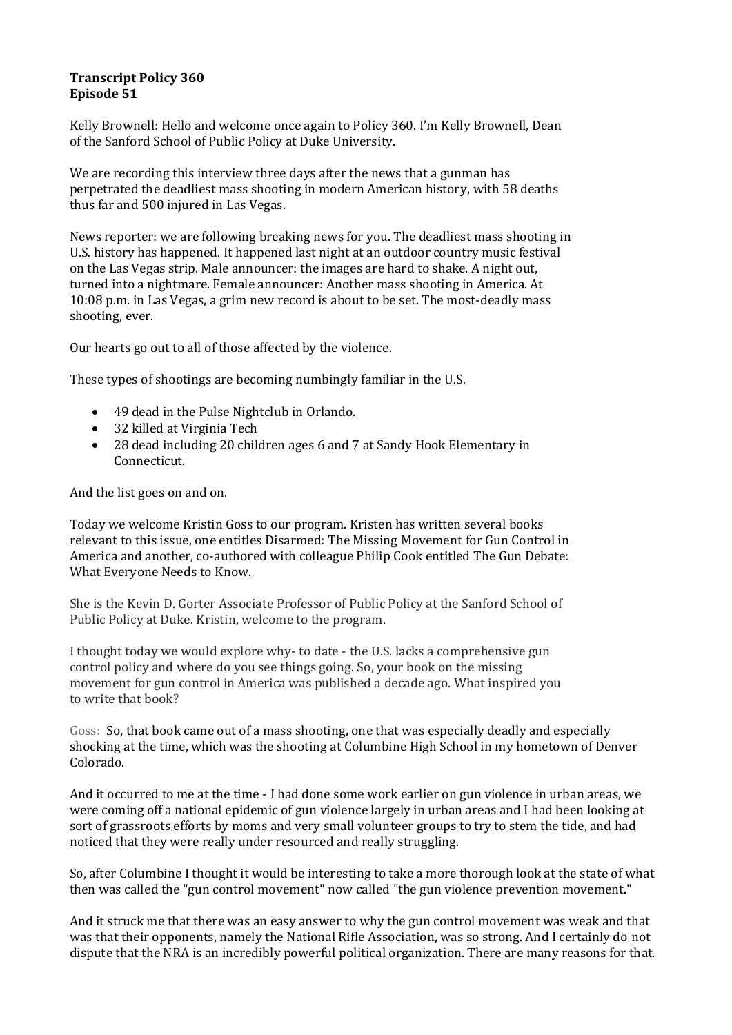**Transcript Policy 360**
**Episode 51**

Kelly Brownell: Hello and welcome once again to Policy 360. I'm Kelly Brownell, Dean of the Sanford School of Public Policy at Duke University.

We are recording this interview three days after the news that a gunman has perpetrated the deadliest mass shooting in modern American history, with 58 deaths thus far and 500 injured in Las Vegas.

News reporter: we are following breaking news for you. The deadliest mass shooting in U.S. history has happened. It happened last night at an outdoor country music festival on the Las Vegas strip. Male announcer: the images are hard to shake. A night out, turned into a nightmare. Female announcer: Another mass shooting in America. At 10:08 p.m. in Las Vegas, a grim new record is about to be set. The most-deadly mass shooting, ever.

Our hearts go out to all of those affected by the violence.

These types of shootings are becoming numbingly familiar in the U.S.

- 49 dead in the Pulse Nightclub in Orlando.
- 32 killed at Virginia Tech
- 28 dead including 20 children ages 6 and 7 at Sandy Hook Elementary in Connecticut.

And the list goes on and on.

Today we welcome Kristin Goss to our program. Kristen has written several books relevant to this issue, one entitles Disarmed: The Missing Movement for Gun Control in America and another, co-authored with colleague Philip Cook entitled The Gun Debate: What Everyone Needs to Know.

She is the Kevin D. Gorter Associate Professor of Public Policy at the Sanford School of Public Policy at Duke. Kristin, welcome to the program.

I thought today we would explore why- to date - the U.S. lacks a comprehensive gun control policy and where do you see things going. So, your book on the missing movement for gun control in America was published a decade ago. What inspired you to write that book?

Goss: So, that book came out of a mass shooting, one that was especially deadly and especially shocking at the time, which was the shooting at Columbine High School in my hometown of Denver Colorado.

And it occurred to me at the time - I had done some work earlier on gun violence in urban areas, we were coming off a national epidemic of gun violence largely in urban areas and I had been looking at sort of grassroots efforts by moms and very small volunteer groups to try to stem the tide, and had noticed that they were really under resourced and really struggling.

So, after Columbine I thought it would be interesting to take a more thorough look at the state of what then was called the "gun control movement" now called "the gun violence prevention movement."

And it struck me that there was an easy answer to why the gun control movement was weak and that was that their opponents, namely the National Rifle Association, was so strong. And I certainly do not dispute that the NRA is an incredibly powerful political organization. There are many reasons for that.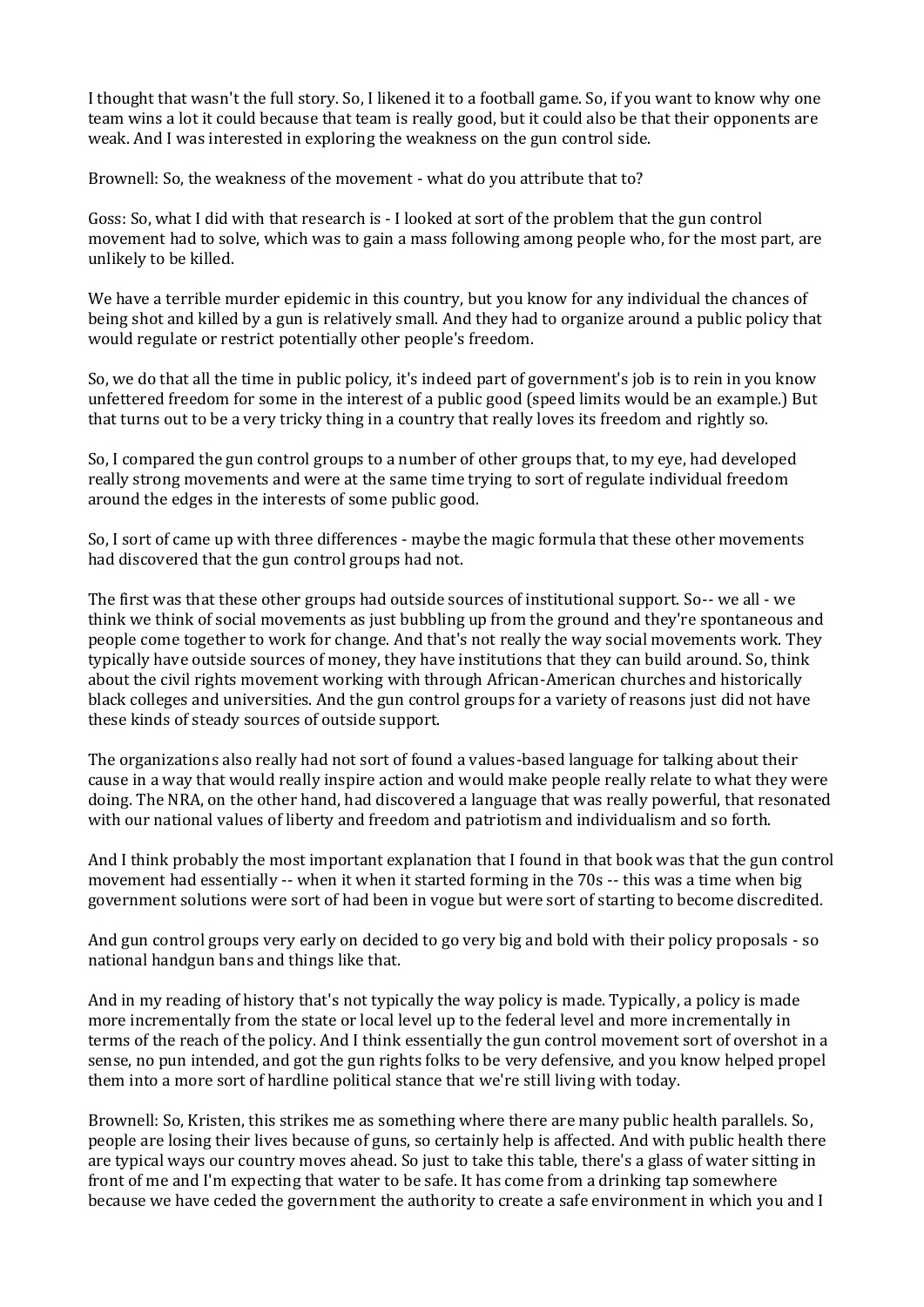I thought that wasn't the full story. So, I likened it to a football game. So, if you want to know why one team wins a lot it could because that team is really good, but it could also be that their opponents are weak. And I was interested in exploring the weakness on the gun control side.

Brownell: So, the weakness of the movement - what do you attribute that to?

Goss: So, what I did with that research is - I looked at sort of the problem that the gun control movement had to solve, which was to gain a mass following among people who, for the most part, are unlikely to be killed.

We have a terrible murder epidemic in this country, but you know for any individual the chances of being shot and killed by a gun is relatively small. And they had to organize around a public policy that would regulate or restrict potentially other people's freedom.

So, we do that all the time in public policy, it's indeed part of government's job is to rein in you know unfettered freedom for some in the interest of a public good (speed limits would be an example.) But that turns out to be a very tricky thing in a country that really loves its freedom and rightly so.

So, I compared the gun control groups to a number of other groups that, to my eye, had developed really strong movements and were at the same time trying to sort of regulate individual freedom around the edges in the interests of some public good.

So, I sort of came up with three differences - maybe the magic formula that these other movements had discovered that the gun control groups had not.

The first was that these other groups had outside sources of institutional support. So-- we all - we think we think of social movements as just bubbling up from the ground and they're spontaneous and people come together to work for change. And that's not really the way social movements work. They typically have outside sources of money, they have institutions that they can build around. So, think about the civil rights movement working with through African-American churches and historically black colleges and universities. And the gun control groups for a variety of reasons just did not have these kinds of steady sources of outside support.

The organizations also really had not sort of found a values-based language for talking about their cause in a way that would really inspire action and would make people really relate to what they were doing. The NRA, on the other hand, had discovered a language that was really powerful, that resonated with our national values of liberty and freedom and patriotism and individualism and so forth.

And I think probably the most important explanation that I found in that book was that the gun control movement had essentially -- when it when it started forming in the 70s -- this was a time when big government solutions were sort of had been in vogue but were sort of starting to become discredited.

And gun control groups very early on decided to go very big and bold with their policy proposals - so national handgun bans and things like that.

And in my reading of history that's not typically the way policy is made. Typically, a policy is made more incrementally from the state or local level up to the federal level and more incrementally in terms of the reach of the policy. And I think essentially the gun control movement sort of overshot in a sense, no pun intended, and got the gun rights folks to be very defensive, and you know helped propel them into a more sort of hardline political stance that we're still living with today.

Brownell: So, Kristen, this strikes me as something where there are many public health parallels. So, people are losing their lives because of guns, so certainly help is affected. And with public health there are typical ways our country moves ahead. So just to take this table, there's a glass of water sitting in front of me and I'm expecting that water to be safe. It has come from a drinking tap somewhere because we have ceded the government the authority to create a safe environment in which you and I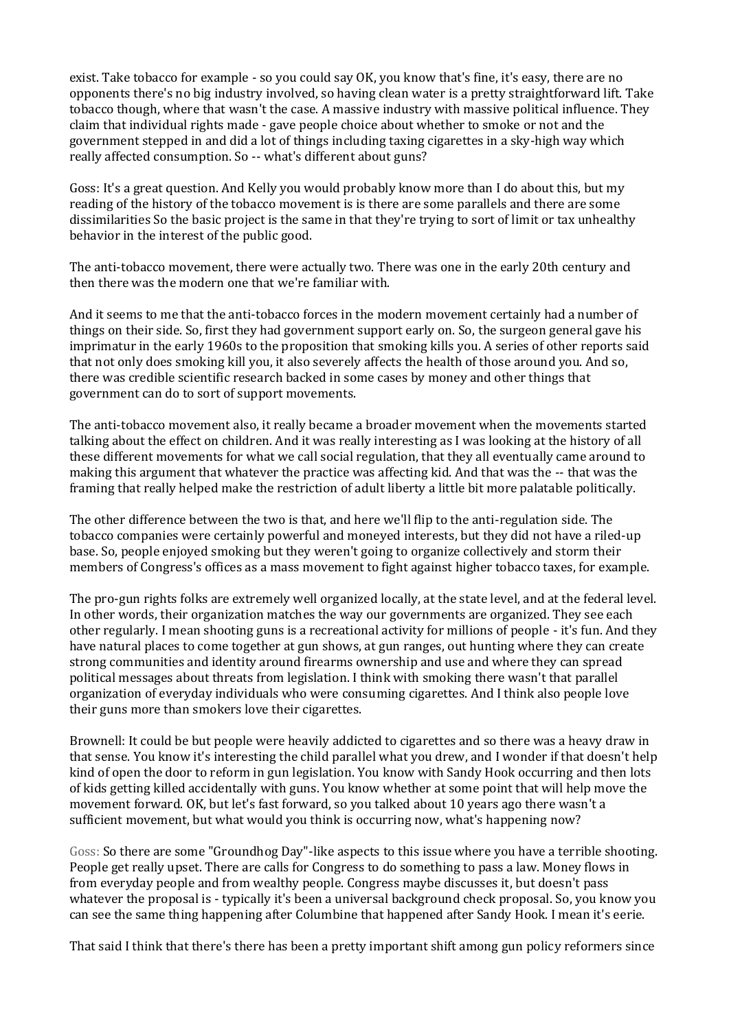exist. Take tobacco for example - so you could say OK, you know that's fine, it's easy, there are no opponents there's no big industry involved, so having clean water is a pretty straightforward lift. Take tobacco though, where that wasn't the case. A massive industry with massive political influence. They claim that individual rights made - gave people choice about whether to smoke or not and the government stepped in and did a lot of things including taxing cigarettes in a sky-high way which really affected consumption. So -- what's different about guns?

Goss: It's a great question. And Kelly you would probably know more than I do about this, but my reading of the history of the tobacco movement is is there are some parallels and there are some dissimilarities So the basic project is the same in that they're trying to sort of limit or tax unhealthy behavior in the interest of the public good.

The anti-tobacco movement, there were actually two. There was one in the early 20th century and then there was the modern one that we're familiar with.

And it seems to me that the anti-tobacco forces in the modern movement certainly had a number of things on their side. So, first they had government support early on. So, the surgeon general gave his imprimatur in the early 1960s to the proposition that smoking kills you. A series of other reports said that not only does smoking kill you, it also severely affects the health of those around you. And so, there was credible scientific research backed in some cases by money and other things that government can do to sort of support movements.

The anti-tobacco movement also, it really became a broader movement when the movements started talking about the effect on children. And it was really interesting as I was looking at the history of all these different movements for what we call social regulation, that they all eventually came around to making this argument that whatever the practice was affecting kid. And that was the -- that was the framing that really helped make the restriction of adult liberty a little bit more palatable politically.

The other difference between the two is that, and here we'll flip to the anti-regulation side. The tobacco companies were certainly powerful and moneyed interests, but they did not have a riled-up base. So, people enjoyed smoking but they weren't going to organize collectively and storm their members of Congress's offices as a mass movement to fight against higher tobacco taxes, for example.

The pro-gun rights folks are extremely well organized locally, at the state level, and at the federal level. In other words, their organization matches the way our governments are organized. They see each other regularly. I mean shooting guns is a recreational activity for millions of people - it's fun. And they have natural places to come together at gun shows, at gun ranges, out hunting where they can create strong communities and identity around firearms ownership and use and where they can spread political messages about threats from legislation. I think with smoking there wasn't that parallel organization of everyday individuals who were consuming cigarettes. And I think also people love their guns more than smokers love their cigarettes.

Brownell: It could be but people were heavily addicted to cigarettes and so there was a heavy draw in that sense. You know it's interesting the child parallel what you drew, and I wonder if that doesn't help kind of open the door to reform in gun legislation. You know with Sandy Hook occurring and then lots of kids getting killed accidentally with guns. You know whether at some point that will help move the movement forward. OK, but let's fast forward, so you talked about 10 years ago there wasn't a sufficient movement, but what would you think is occurring now, what's happening now?

Goss: So there are some "Groundhog Day"-like aspects to this issue where you have a terrible shooting. People get really upset. There are calls for Congress to do something to pass a law. Money flows in from everyday people and from wealthy people. Congress maybe discusses it, but doesn't pass whatever the proposal is - typically it's been a universal background check proposal. So, you know you can see the same thing happening after Columbine that happened after Sandy Hook. I mean it's eerie.

That said I think that there's there has been a pretty important shift among gun policy reformers since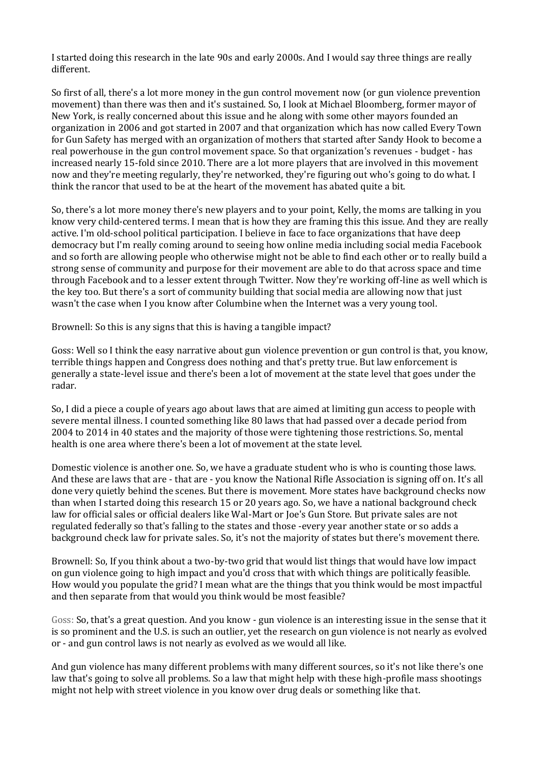I started doing this research in the late 90s and early 2000s. And I would say three things are really different.

So first of all, there's a lot more money in the gun control movement now (or gun violence prevention movement) than there was then and it's sustained. So, I look at Michael Bloomberg, former mayor of New York, is really concerned about this issue and he along with some other mayors founded an organization in 2006 and got started in 2007 and that organization which has now called Every Town for Gun Safety has merged with an organization of mothers that started after Sandy Hook to become a real powerhouse in the gun control movement space. So that organization's revenues - budget - has increased nearly 15-fold since 2010. There are a lot more players that are involved in this movement now and they're meeting regularly, they're networked, they're figuring out who's going to do what. I think the rancor that used to be at the heart of the movement has abated quite a bit.

So, there's a lot more money there's new players and to your point, Kelly, the moms are talking in you know very child-centered terms. I mean that is how they are framing this this issue. And they are really active. I'm old-school political participation. I believe in face to face organizations that have deep democracy but I'm really coming around to seeing how online media including social media Facebook and so forth are allowing people who otherwise might not be able to find each other or to really build a strong sense of community and purpose for their movement are able to do that across space and time through Facebook and to a lesser extent through Twitter. Now they're working off-line as well which is the key too. But there's a sort of community building that social media are allowing now that just wasn't the case when I you know after Columbine when the Internet was a very young tool.

Brownell: So this is any signs that this is having a tangible impact?

Goss: Well so I think the easy narrative about gun violence prevention or gun control is that, you know, terrible things happen and Congress does nothing and that's pretty true. But law enforcement is generally a state-level issue and there's been a lot of movement at the state level that goes under the radar.

So, I did a piece a couple of years ago about laws that are aimed at limiting gun access to people with severe mental illness. I counted something like 80 laws that had passed over a decade period from 2004 to 2014 in 40 states and the majority of those were tightening those restrictions. So, mental health is one area where there's been a lot of movement at the state level.

Domestic violence is another one. So, we have a graduate student who is who is counting those laws. And these are laws that are - that are - you know the National Rifle Association is signing off on. It's all done very quietly behind the scenes. But there is movement. More states have background checks now than when I started doing this research 15 or 20 years ago. So, we have a national background check law for official sales or official dealers like Wal-Mart or Joe's Gun Store. But private sales are not regulated federally so that's falling to the states and those -every year another state or so adds a background check law for private sales. So, it's not the majority of states but there's movement there.

Brownell: So, If you think about a two-by-two grid that would list things that would have low impact on gun violence going to high impact and you'd cross that with which things are politically feasible. How would you populate the grid? I mean what are the things that you think would be most impactful and then separate from that would you think would be most feasible?

Goss: So, that's a great question. And you know - gun violence is an interesting issue in the sense that it is so prominent and the U.S. is such an outlier, yet the research on gun violence is not nearly as evolved or - and gun control laws is not nearly as evolved as we would all like.

And gun violence has many different problems with many different sources, so it's not like there's one law that's going to solve all problems. So a law that might help with these high-profile mass shootings might not help with street violence in you know over drug deals or something like that.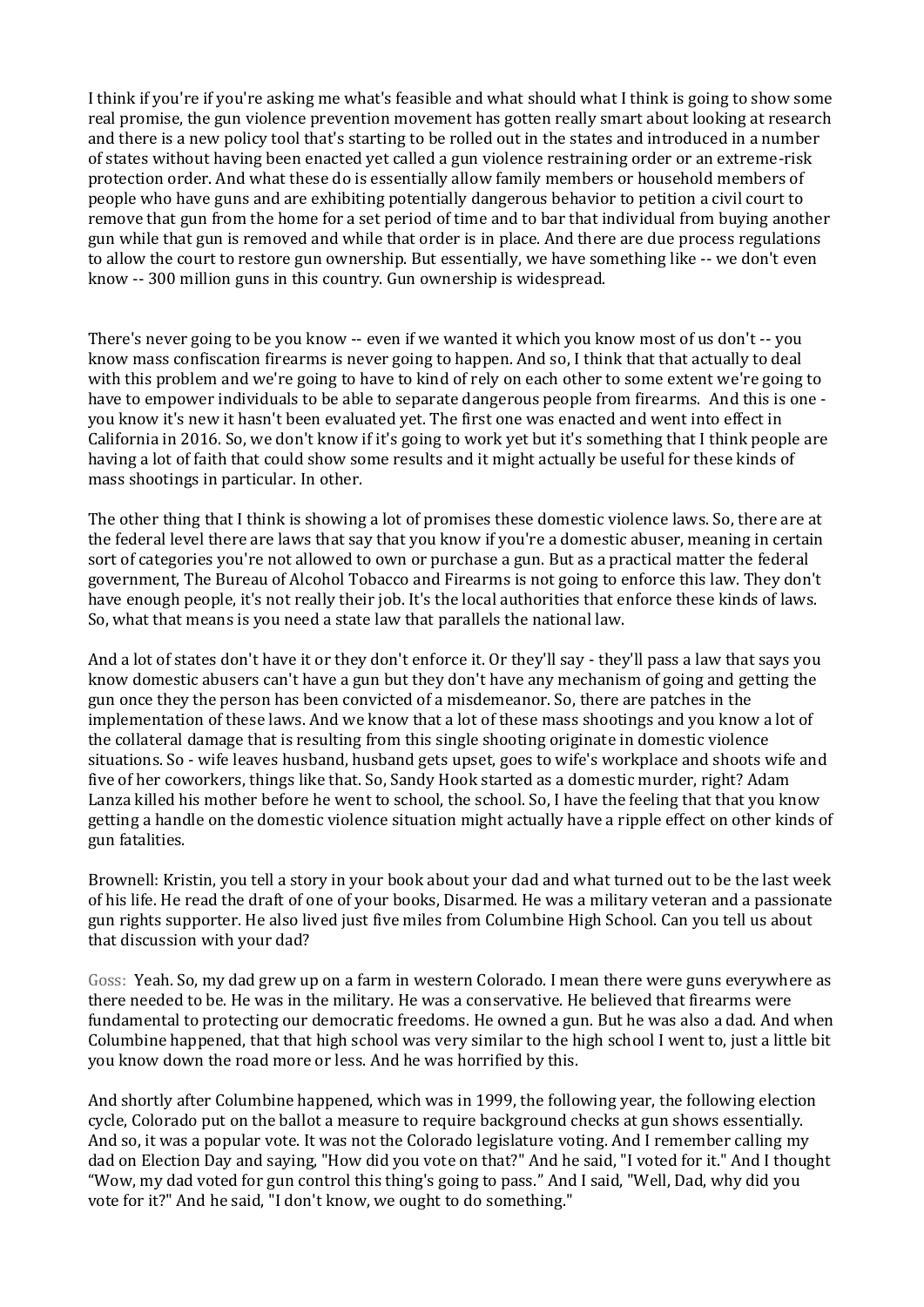I think if you're if you're asking me what's feasible and what should what I think is going to show some real promise, the gun violence prevention movement has gotten really smart about looking at research and there is a new policy tool that's starting to be rolled out in the states and introduced in a number of states without having been enacted yet called a gun violence restraining order or an extreme-risk protection order. And what these do is essentially allow family members or household members of people who have guns and are exhibiting potentially dangerous behavior to petition a civil court to remove that gun from the home for a set period of time and to bar that individual from buying another gun while that gun is removed and while that order is in place. And there are due process regulations to allow the court to restore gun ownership. But essentially, we have something like -- we don't even know -- 300 million guns in this country. Gun ownership is widespread.

There's never going to be you know -- even if we wanted it which you know most of us don't -- you know mass confiscation firearms is never going to happen. And so, I think that that actually to deal with this problem and we're going to have to kind of rely on each other to some extent we're going to have to empower individuals to be able to separate dangerous people from firearms. And this is one - you know it's new it hasn't been evaluated yet. The first one was enacted and went into effect in California in 2016. So, we don't know if it's going to work yet but it's something that I think people are having a lot of faith that could show some results and it might actually be useful for these kinds of mass shootings in particular. In other.

The other thing that I think is showing a lot of promises these domestic violence laws. So, there are at the federal level there are laws that say that you know if you're a domestic abuser, meaning in certain sort of categories you're not allowed to own or purchase a gun. But as a practical matter the federal government, The Bureau of Alcohol Tobacco and Firearms is not going to enforce this law. They don't have enough people, it's not really their job. It's the local authorities that enforce these kinds of laws. So, what that means is you need a state law that parallels the national law.

And a lot of states don't have it or they don't enforce it. Or they'll say - they'll pass a law that says you know domestic abusers can't have a gun but they don't have any mechanism of going and getting the gun once they the person has been convicted of a misdemeanor. So, there are patches in the implementation of these laws. And we know that a lot of these mass shootings and you know a lot of the collateral damage that is resulting from this single shooting originate in domestic violence situations. So - wife leaves husband, husband gets upset, goes to wife's workplace and shoots wife and five of her coworkers, things like that. So, Sandy Hook started as a domestic murder, right? Adam Lanza killed his mother before he went to school, the school. So, I have the feeling that that you know getting a handle on the domestic violence situation might actually have a ripple effect on other kinds of gun fatalities.

Brownell: Kristin, you tell a story in your book about your dad and what turned out to be the last week of his life. He read the draft of one of your books, Disarmed. He was a military veteran and a passionate gun rights supporter. He also lived just five miles from Columbine High School. Can you tell us about that discussion with your dad?

Goss: Yeah. So, my dad grew up on a farm in western Colorado. I mean there were guns everywhere as there needed to be. He was in the military. He was a conservative. He believed that firearms were fundamental to protecting our democratic freedoms. He owned a gun. But he was also a dad. And when Columbine happened, that that high school was very similar to the high school I went to, just a little bit you know down the road more or less. And he was horrified by this.

And shortly after Columbine happened, which was in 1999, the following year, the following election cycle, Colorado put on the ballot a measure to require background checks at gun shows essentially. And so, it was a popular vote. It was not the Colorado legislature voting. And I remember calling my dad on Election Day and saying, "How did you vote on that?" And he said, "I voted for it." And I thought "Wow, my dad voted for gun control this thing's going to pass." And I said, "Well, Dad, why did you vote for it?" And he said, "I don't know, we ought to do something."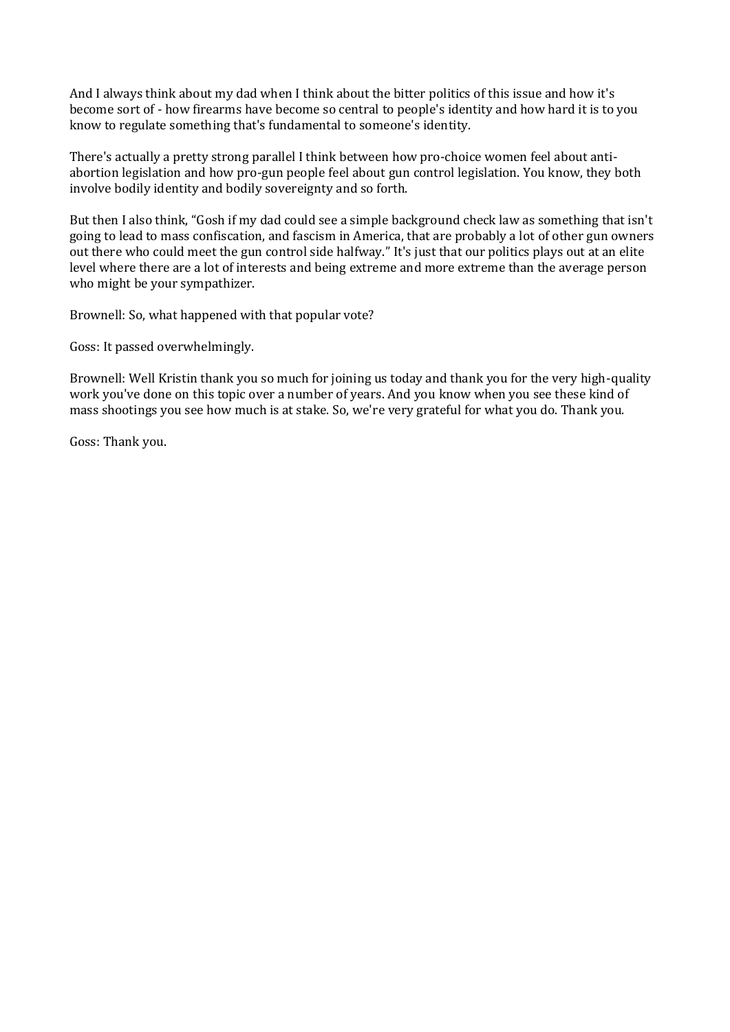And I always think about my dad when I think about the bitter politics of this issue and how it's become sort of - how firearms have become so central to people's identity and how hard it is to you know to regulate something that's fundamental to someone's identity.

There's actually a pretty strong parallel I think between how pro-choice women feel about anti-abortion legislation and how pro-gun people feel about gun control legislation. You know, they both involve bodily identity and bodily sovereignty and so forth.

But then I also think, "Gosh if my dad could see a simple background check law as something that isn't going to lead to mass confiscation, and fascism in America, that are probably a lot of other gun owners out there who could meet the gun control side halfway." It's just that our politics plays out at an elite level where there are a lot of interests and being extreme and more extreme than the average person who might be your sympathizer.

Brownell: So, what happened with that popular vote?

Goss: It passed overwhelmingly.

Brownell: Well Kristin thank you so much for joining us today and thank you for the very high-quality work you've done on this topic over a number of years. And you know when you see these kind of mass shootings you see how much is at stake. So, we're very grateful for what you do. Thank you.

Goss: Thank you.